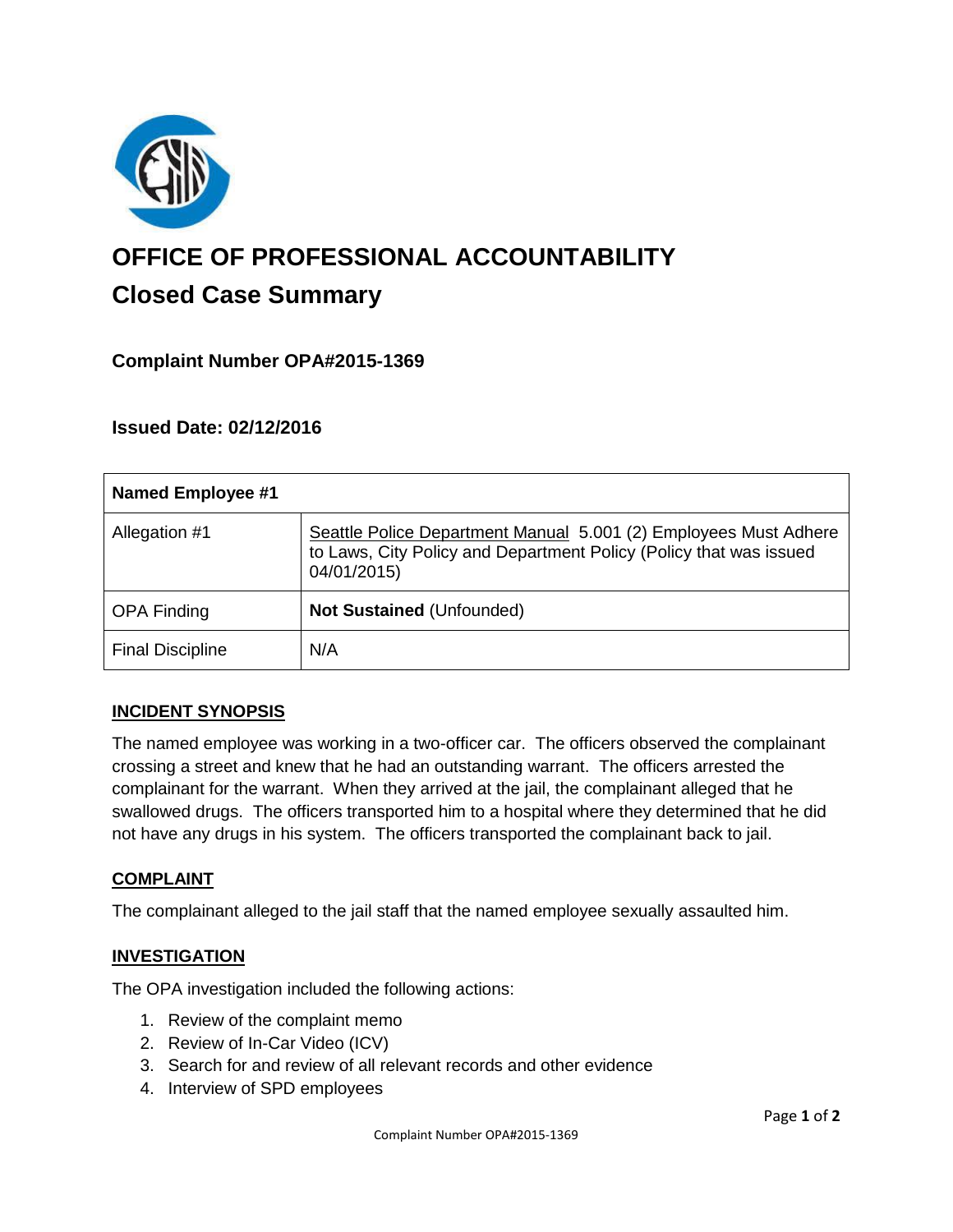# OFFICE OF PROFESSIONAL ACCOUNTABILITY

## Closed Case Summary

### Complaint Number OPA#2015-1369

### Issued Date: 02/12/2016

| **Named Employee #1** | |
|---|---|
| Allegation #1 | Seattle Police Department Manual 5.001 (2) Employees Must Adhere to Laws, City Policy and Department Policy (Policy that was issued 04/01/2015) |
| OPA Finding | **Not Sustained** (Unfounded) |
| Final Discipline | N/A |

**INCIDENT SYNOPSIS**

The named employee was working in a two-officer car. The officers observed the complainant crossing a street and knew that he had an outstanding warrant. The officers arrested the complainant for the warrant. When they arrived at the jail, the complainant alleged that he swallowed drugs. The officers transported him to a hospital where they determined that he did not have any drugs in his system. The officers transported the complainant back to jail.

**COMPLAINT**

The complainant alleged to the jail staff that the named employee sexually assaulted him.

**INVESTIGATION**

The OPA investigation included the following actions:

1. Review of the complaint memo
2. Review of In-Car Video (ICV)
3. Search for and review of all relevant records and other evidence
4. Interview of SPD employees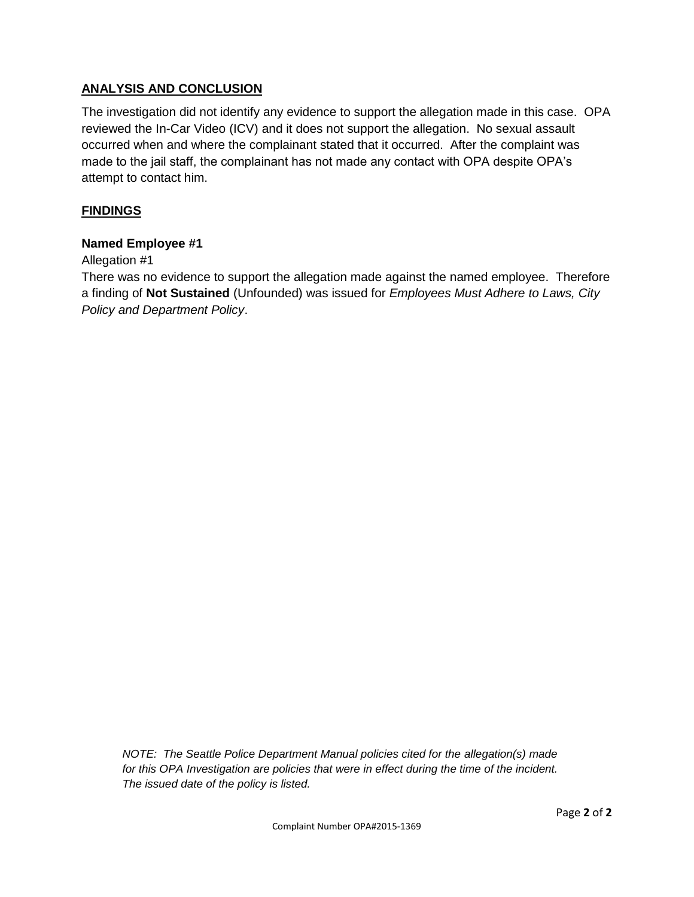## ANALYSIS AND CONCLUSION

The investigation did not identify any evidence to support the allegation made in this case. OPA reviewed the In-Car Video (ICV) and it does not support the allegation. No sexual assault occurred when and where the complainant stated that it occurred. After the complaint was made to the jail staff, the complainant has not made any contact with OPA despite OPA's attempt to contact him.

## FINDINGS

### Named Employee #1

Allegation #1

There was no evidence to support the allegation made against the named employee. Therefore a finding of **Not Sustained** (Unfounded) was issued for *Employees Must Adhere to Laws, City Policy and Department Policy*.

*NOTE: The Seattle Police Department Manual policies cited for the allegation(s) made for this OPA Investigation are policies that were in effect during the time of the incident. The issued date of the policy is listed.*

Complaint Number OPA#2015-1369